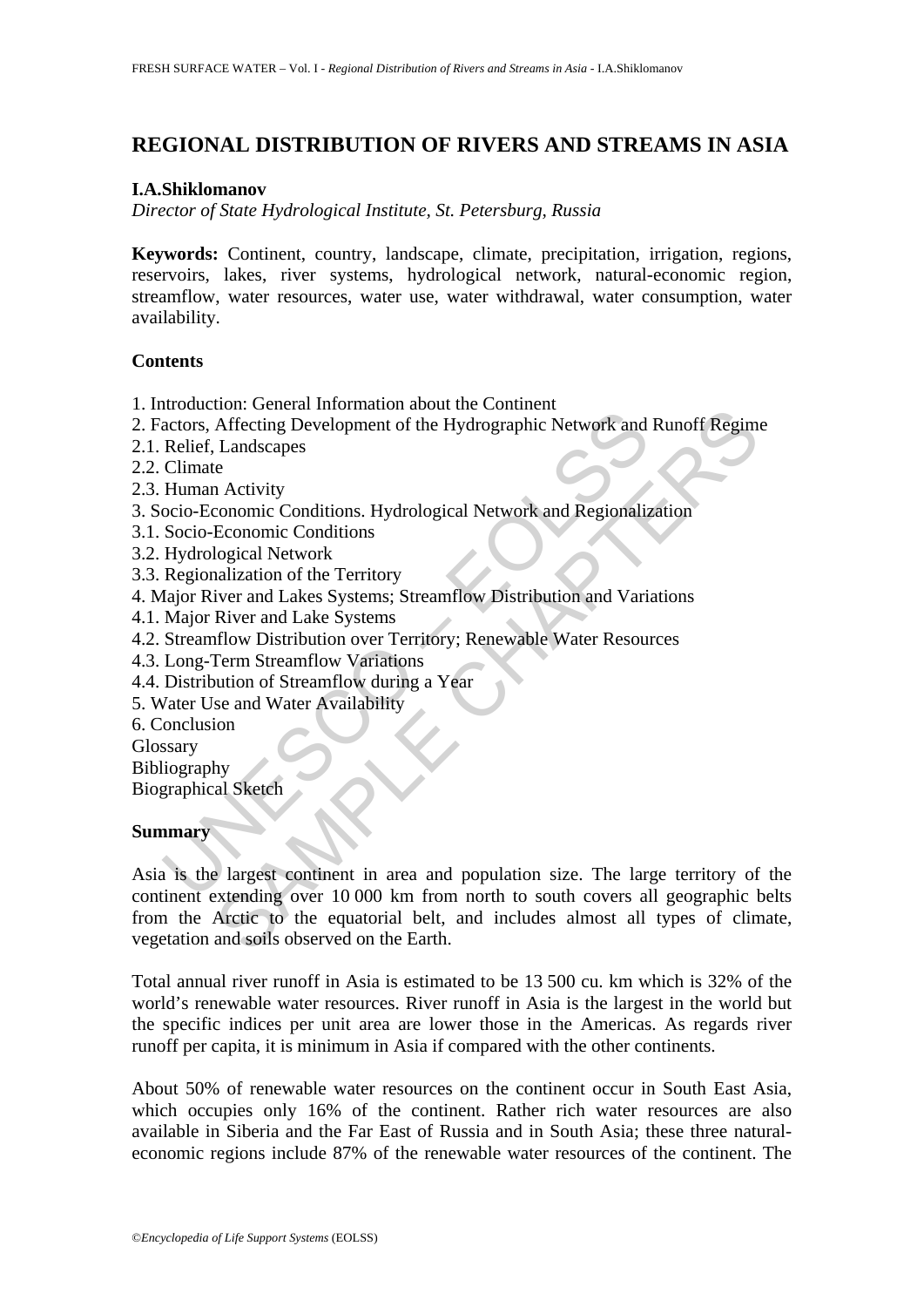# REGIONAL DISTRIBUTION OF RIVERS AND STREAMS IN ASIA

**I.A.Shiklomanov**

*Director of State Hydrological Institute, St. Petersburg, Russia*

**Keywords:** Continent, country, landscape, climate, precipitation, irrigation, regions, reservoirs, lakes, river systems, hydrological network, natural-economic region, streamflow, water resources, water use, water withdrawal, water consumption, water availability.

**Contents**

1. Introduction: General Information about the Continent
2. Factors, Affecting Development of the Hydrographic Network and Runoff Regime
2.1. Relief, Landscapes
2.2. Climate
2.3. Human Activity
3. Socio-Economic Conditions. Hydrological Network and Regionalization
3.1. Socio-Economic Conditions
3.2. Hydrological Network
3.3. Regionalization of the Territory
4. Major River and Lakes Systems; Streamflow Distribution and Variations
4.1. Major River and Lake Systems
4.2. Streamflow Distribution over Territory; Renewable Water Resources
4.3. Long-Term Streamflow Variations
4.4. Distribution of Streamflow during a Year
5. Water Use and Water Availability
6. Conclusion
Glossary
Bibliography
Biographical Sketch

**Summary**

Asia is the largest continent in area and population size. The large territory of the continent extending over 10 000 km from north to south covers all geographic belts from the Arctic to the equatorial belt, and includes almost all types of climate, vegetation and soils observed on the Earth.

Total annual river runoff in Asia is estimated to be 13 500 cu. km which is 32% of the world's renewable water resources. River runoff in Asia is the largest in the world but the specific indices per unit area are lower those in the Americas. As regards river runoff per capita, it is minimum in Asia if compared with the other continents.

About 50% of renewable water resources on the continent occur in South East Asia, which occupies only 16% of the continent. Rather rich water resources are also available in Siberia and the Far East of Russia and in South Asia; these three natural-economic regions include 87% of the renewable water resources of the continent. The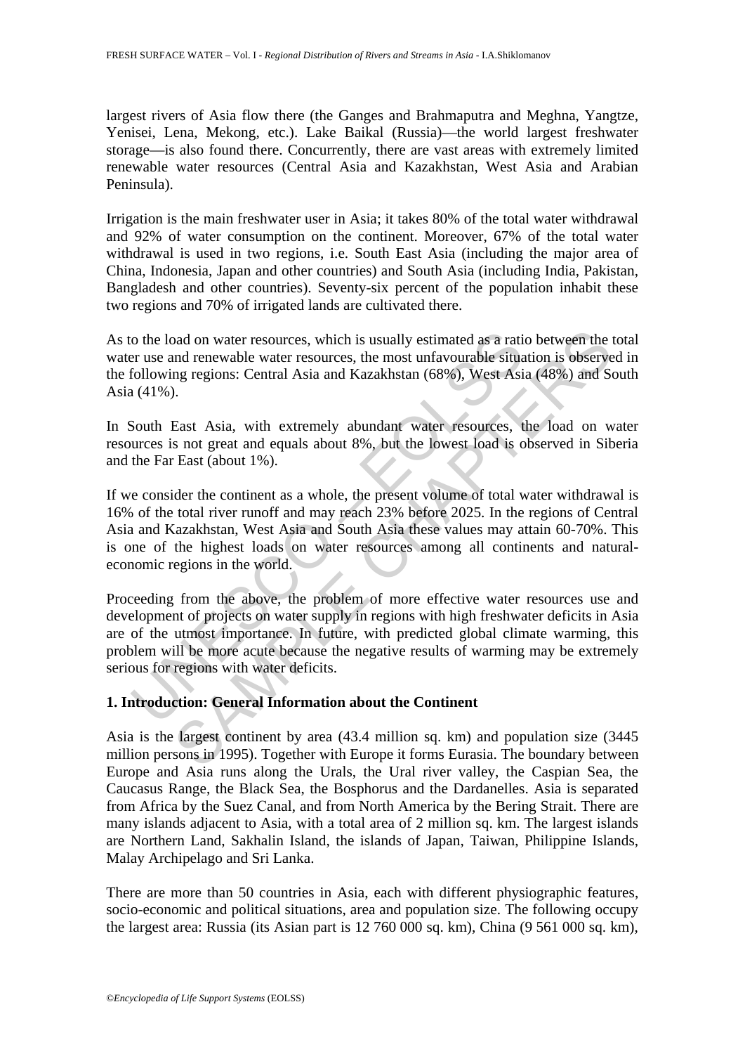largest rivers of Asia flow there (the Ganges and Brahmaputra and Meghna, Yangtze, Yenisei, Lena, Mekong, etc.). Lake Baikal (Russia)—the world largest freshwater storage—is also found there. Concurrently, there are vast areas with extremely limited renewable water resources (Central Asia and Kazakhstan, West Asia and Arabian Peninsula).

Irrigation is the main freshwater user in Asia; it takes 80% of the total water withdrawal and 92% of water consumption on the continent. Moreover, 67% of the total water withdrawal is used in two regions, i.e. South East Asia (including the major area of China, Indonesia, Japan and other countries) and South Asia (including India, Pakistan, Bangladesh and other countries). Seventy-six percent of the population inhabit these two regions and 70% of irrigated lands are cultivated there.

As to the load on water resources, which is usually estimated as a ratio between the total water use and renewable water resources, the most unfavourable situation is observed in the following regions: Central Asia and Kazakhstan (68%), West Asia (48%) and South Asia (41%).

In South East Asia, with extremely abundant water resources, the load on water resources is not great and equals about 8%, but the lowest load is observed in Siberia and the Far East (about 1%).

If we consider the continent as a whole, the present volume of total water withdrawal is 16% of the total river runoff and may reach 23% before 2025. In the regions of Central Asia and Kazakhstan, West Asia and South Asia these values may attain 60-70%. This is one of the highest loads on water resources among all continents and natural-economic regions in the world.

Proceeding from the above, the problem of more effective water resources use and development of projects on water supply in regions with high freshwater deficits in Asia are of the utmost importance. In future, with predicted global climate warming, this problem will be more acute because the negative results of warming may be extremely serious for regions with water deficits.

## 1. Introduction: General Information about the Continent

Asia is the largest continent by area (43.4 million sq. km) and population size (3445 million persons in 1995). Together with Europe it forms Eurasia. The boundary between Europe and Asia runs along the Urals, the Ural river valley, the Caspian Sea, the Caucasus Range, the Black Sea, the Bosphorus and the Dardanelles. Asia is separated from Africa by the Suez Canal, and from North America by the Bering Strait. There are many islands adjacent to Asia, with a total area of 2 million sq. km. The largest islands are Northern Land, Sakhalin Island, the islands of Japan, Taiwan, Philippine Islands, Malay Archipelago and Sri Lanka.

There are more than 50 countries in Asia, each with different physiographic features, socio-economic and political situations, area and population size. The following occupy the largest area: Russia (its Asian part is 12 760 000 sq. km), China (9 561 000 sq. km),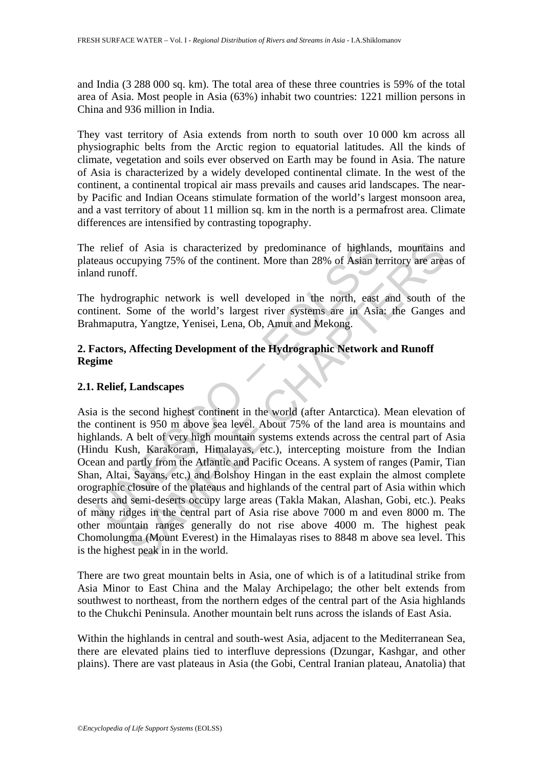and India (3 288 000 sq. km). The total area of these three countries is 59% of the total area of Asia. Most people in Asia (63%) inhabit two countries: 1221 million persons in China and 936 million in India.

They vast territory of Asia extends from north to south over 10 000 km across all physiographic belts from the Arctic region to equatorial latitudes. All the kinds of climate, vegetation and soils ever observed on Earth may be found in Asia. The nature of Asia is characterized by a widely developed continental climate. In the west of the continent, a continental tropical air mass prevails and causes arid landscapes. The near-by Pacific and Indian Oceans stimulate formation of the world's largest monsoon area, and a vast territory of about 11 million sq. km in the north is a permafrost area. Climate differences are intensified by contrasting topography.

The relief of Asia is characterized by predominance of highlands, mountains and plateaus occupying 75% of the continent. More than 28% of Asian territory are areas of inland runoff.

The hydrographic network is well developed in the north, east and south of the continent. Some of the world's largest river systems are in Asia: the Ganges and Brahmaputra, Yangtze, Yenisei, Lena, Ob, Amur and Mekong.

## 2. Factors, Affecting Development of the Hydrographic Network and Runoff Regime

### 2.1. Relief, Landscapes

Asia is the second highest continent in the world (after Antarctica). Mean elevation of the continent is 950 m above sea level. About 75% of the land area is mountains and highlands. A belt of very high mountain systems extends across the central part of Asia (Hindu Kush, Karakoram, Himalayas, etc.), intercepting moisture from the Indian Ocean and partly from the Atlantic and Pacific Oceans. A system of ranges (Pamir, Tian Shan, Altai, Sayans, etc.) and Bolshoy Hingan in the east explain the almost complete orographic closure of the plateaus and highlands of the central part of Asia within which deserts and semi-deserts occupy large areas (Takla Makan, Alashan, Gobi, etc.). Peaks of many ridges in the central part of Asia rise above 7000 m and even 8000 m. The other mountain ranges generally do not rise above 4000 m. The highest peak Chomolungma (Mount Everest) in the Himalayas rises to 8848 m above sea level. This is the highest peak in in the world.

There are two great mountain belts in Asia, one of which is of a latitudinal strike from Asia Minor to East China and the Malay Archipelago; the other belt extends from southwest to northeast, from the northern edges of the central part of the Asia highlands to the Chukchi Peninsula. Another mountain belt runs across the islands of East Asia.

Within the highlands in central and south-west Asia, adjacent to the Mediterranean Sea, there are elevated plains tied to interfluve depressions (Dzungar, Kashgar, and other plains). There are vast plateaus in Asia (the Gobi, Central Iranian plateau, Anatolia) that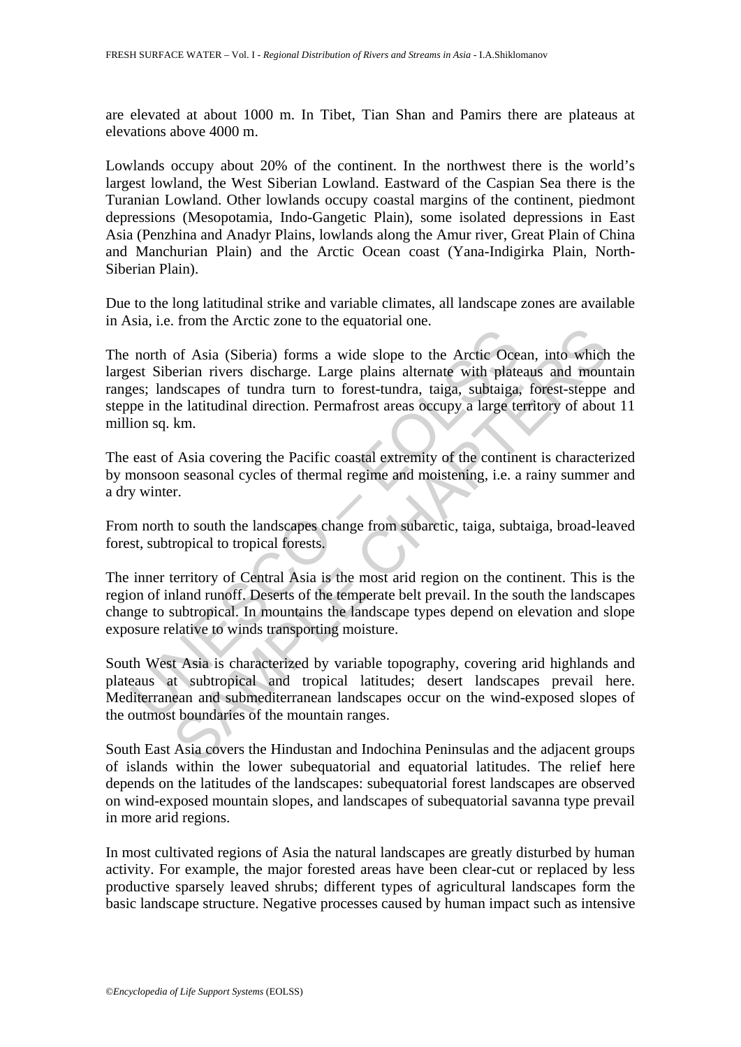are elevated at about 1000 m. In Tibet, Tian Shan and Pamirs there are plateaus at elevations above 4000 m.

Lowlands occupy about 20% of the continent. In the northwest there is the world's largest lowland, the West Siberian Lowland. Eastward of the Caspian Sea there is the Turanian Lowland. Other lowlands occupy coastal margins of the continent, piedmont depressions (Mesopotamia, Indo-Gangetic Plain), some isolated depressions in East Asia (Penzhina and Anadyr Plains, lowlands along the Amur river, Great Plain of China and Manchurian Plain) and the Arctic Ocean coast (Yana-Indigirka Plain, North-Siberian Plain).

Due to the long latitudinal strike and variable climates, all landscape zones are available in Asia, i.e. from the Arctic zone to the equatorial one.

The north of Asia (Siberia) forms a wide slope to the Arctic Ocean, into which the largest Siberian rivers discharge. Large plains alternate with plateaus and mountain ranges; landscapes of tundra turn to forest-tundra, taiga, subtaiga, forest-steppe and steppe in the latitudinal direction. Permafrost areas occupy a large territory of about 11 million sq. km.

The east of Asia covering the Pacific coastal extremity of the continent is characterized by monsoon seasonal cycles of thermal regime and moistening, i.e. a rainy summer and a dry winter.

From north to south the landscapes change from subarctic, taiga, subtaiga, broad-leaved forest, subtropical to tropical forests.

The inner territory of Central Asia is the most arid region on the continent. This is the region of inland runoff. Deserts of the temperate belt prevail. In the south the landscapes change to subtropical. In mountains the landscape types depend on elevation and slope exposure relative to winds transporting moisture.

South West Asia is characterized by variable topography, covering arid highlands and plateaus at subtropical and tropical latitudes; desert landscapes prevail here. Mediterranean and submediterranean landscapes occur on the wind-exposed slopes of the outmost boundaries of the mountain ranges.

South East Asia covers the Hindustan and Indochina Peninsulas and the adjacent groups of islands within the lower subequatorial and equatorial latitudes. The relief here depends on the latitudes of the landscapes: subequatorial forest landscapes are observed on wind-exposed mountain slopes, and landscapes of subequatorial savanna type prevail in more arid regions.

In most cultivated regions of Asia the natural landscapes are greatly disturbed by human activity. For example, the major forested areas have been clear-cut or replaced by less productive sparsely leaved shrubs; different types of agricultural landscapes form the basic landscape structure. Negative processes caused by human impact such as intensive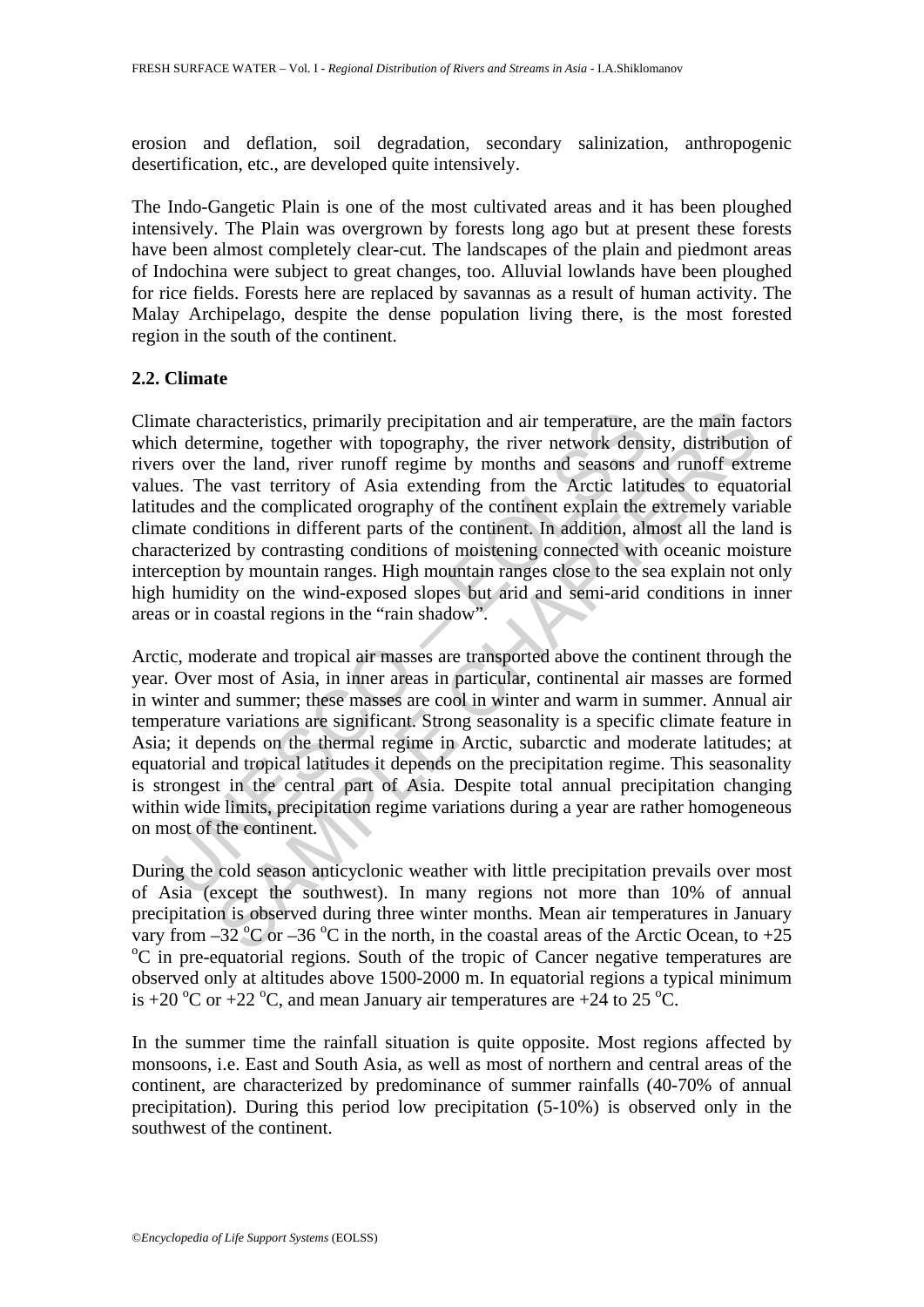erosion and deflation, soil degradation, secondary salinization, anthropogenic desertification, etc., are developed quite intensively.

The Indo-Gangetic Plain is one of the most cultivated areas and it has been ploughed intensively. The Plain was overgrown by forests long ago but at present these forests have been almost completely clear-cut. The landscapes of the plain and piedmont areas of Indochina were subject to great changes, too. Alluvial lowlands have been ploughed for rice fields. Forests here are replaced by savannas as a result of human activity. The Malay Archipelago, despite the dense population living there, is the most forested region in the south of the continent.

### 2.2. Climate

Climate characteristics, primarily precipitation and air temperature, are the main factors which determine, together with topography, the river network density, distribution of rivers over the land, river runoff regime by months and seasons and runoff extreme values. The vast territory of Asia extending from the Arctic latitudes to equatorial latitudes and the complicated orography of the continent explain the extremely variable climate conditions in different parts of the continent. In addition, almost all the land is characterized by contrasting conditions of moistening connected with oceanic moisture interception by mountain ranges. High mountain ranges close to the sea explain not only high humidity on the wind-exposed slopes but arid and semi-arid conditions in inner areas or in coastal regions in the "rain shadow".

Arctic, moderate and tropical air masses are transported above the continent through the year. Over most of Asia, in inner areas in particular, continental air masses are formed in winter and summer; these masses are cool in winter and warm in summer. Annual air temperature variations are significant. Strong seasonality is a specific climate feature in Asia; it depends on the thermal regime in Arctic, subarctic and moderate latitudes; at equatorial and tropical latitudes it depends on the precipitation regime. This seasonality is strongest in the central part of Asia. Despite total annual precipitation changing within wide limits, precipitation regime variations during a year are rather homogeneous on most of the continent.

During the cold season anticyclonic weather with little precipitation prevails over most of Asia (except the southwest). In many regions not more than 10% of annual precipitation is observed during three winter months. Mean air temperatures in January vary from –32 $^{o}$C or –36 $^{o}$C in the north, in the coastal areas of the Arctic Ocean, to +25 $^{o}$C in pre-equatorial regions. South of the tropic of Cancer negative temperatures are observed only at altitudes above 1500-2000 m. In equatorial regions a typical minimum is +20 $^{o}$C or +22 $^{o}$C, and mean January air temperatures are +24 to 25 $^{o}$C.

In the summer time the rainfall situation is quite opposite. Most regions affected by monsoons, i.e. East and South Asia, as well as most of northern and central areas of the continent, are characterized by predominance of summer rainfalls (40-70% of annual precipitation). During this period low precipitation (5-10%) is observed only in the southwest of the continent.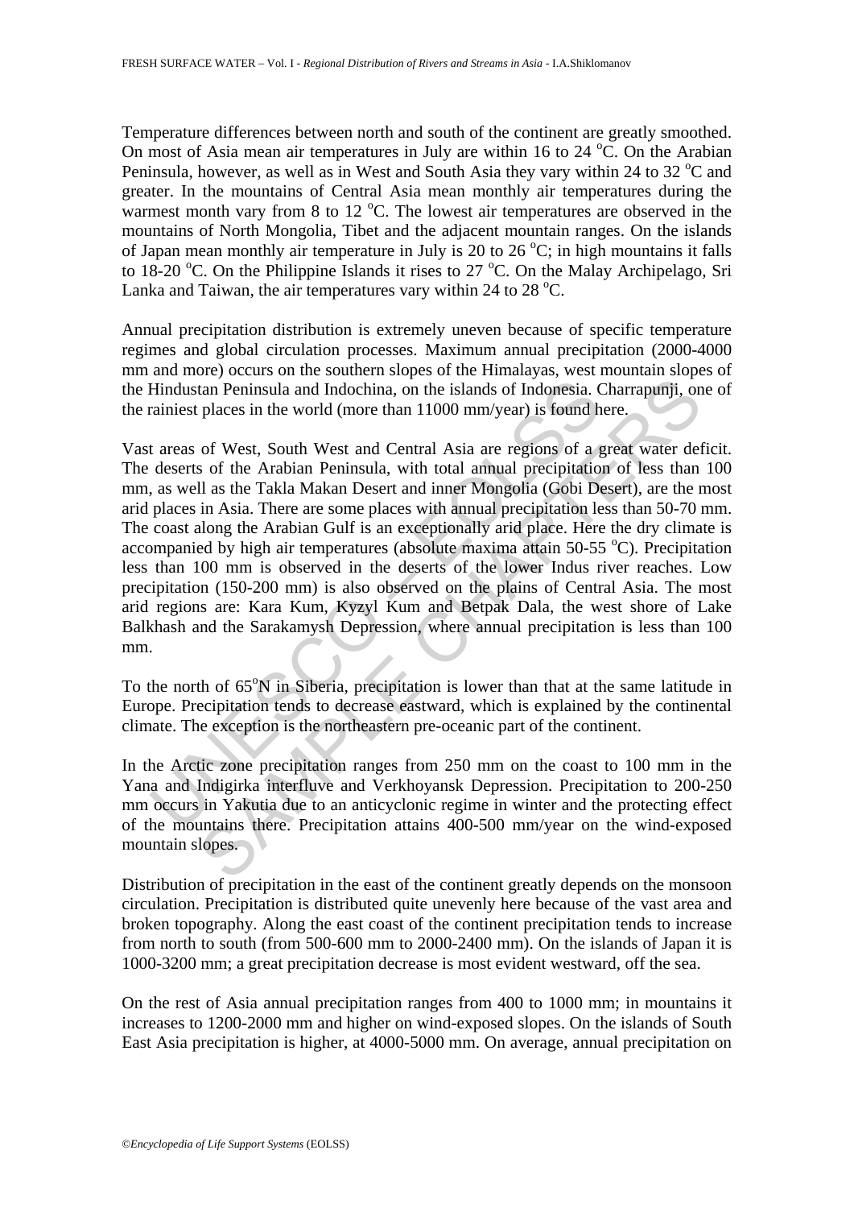Temperature differences between north and south of the continent are greatly smoothed. On most of Asia mean air temperatures in July are within 16 to 24 $^{o}$C. On the Arabian Peninsula, however, as well as in West and South Asia they vary within 24 to 32 $^{o}$C and greater. In the mountains of Central Asia mean monthly air temperatures during the warmest month vary from 8 to 12 $^{o}$C. The lowest air temperatures are observed in the mountains of North Mongolia, Tibet and the adjacent mountain ranges. On the islands of Japan mean monthly air temperature in July is 20 to 26 $^{o}$C; in high mountains it falls to 18-20 $^{o}$C. On the Philippine Islands it rises to 27 $^{o}$C. On the Malay Archipelago, Sri Lanka and Taiwan, the air temperatures vary within 24 to 28 $^{o}$C.

Annual precipitation distribution is extremely uneven because of specific temperature regimes and global circulation processes. Maximum annual precipitation (2000-4000 mm and more) occurs on the southern slopes of the Himalayas, west mountain slopes of the Hindustan Peninsula and Indochina, on the islands of Indonesia. Charrapunji, one of the rainiest places in the world (more than 11000 mm/year) is found here.

Vast areas of West, South West and Central Asia are regions of a great water deficit. The deserts of the Arabian Peninsula, with total annual precipitation of less than 100 mm, as well as the Takla Makan Desert and inner Mongolia (Gobi Desert), are the most arid places in Asia. There are some places with annual precipitation less than 50-70 mm. The coast along the Arabian Gulf is an exceptionally arid place. Here the dry climate is accompanied by high air temperatures (absolute maxima attain 50-55 $^{o}$C). Precipitation less than 100 mm is observed in the deserts of the lower Indus river reaches. Low precipitation (150-200 mm) is also observed on the plains of Central Asia. The most arid regions are: Kara Kum, Kyzyl Kum and Betpak Dala, the west shore of Lake Balkhash and the Sarakamysh Depression, where annual precipitation is less than 100 mm.

To the north of 65$^{o}$N in Siberia, precipitation is lower than that at the same latitude in Europe. Precipitation tends to decrease eastward, which is explained by the continental climate. The exception is the northeastern pre-oceanic part of the continent.

In the Arctic zone precipitation ranges from 250 mm on the coast to 100 mm in the Yana and Indigirka interfluve and Verkhoyansk Depression. Precipitation to 200-250 mm occurs in Yakutia due to an anticyclonic regime in winter and the protecting effect of the mountains there. Precipitation attains 400-500 mm/year on the wind-exposed mountain slopes.

Distribution of precipitation in the east of the continent greatly depends on the monsoon circulation. Precipitation is distributed quite unevenly here because of the vast area and broken topography. Along the east coast of the continent precipitation tends to increase from north to south (from 500-600 mm to 2000-2400 mm). On the islands of Japan it is 1000-3200 mm; a great precipitation decrease is most evident westward, off the sea.

On the rest of Asia annual precipitation ranges from 400 to 1000 mm; in mountains it increases to 1200-2000 mm and higher on wind-exposed slopes. On the islands of South East Asia precipitation is higher, at 4000-5000 mm. On average, annual precipitation on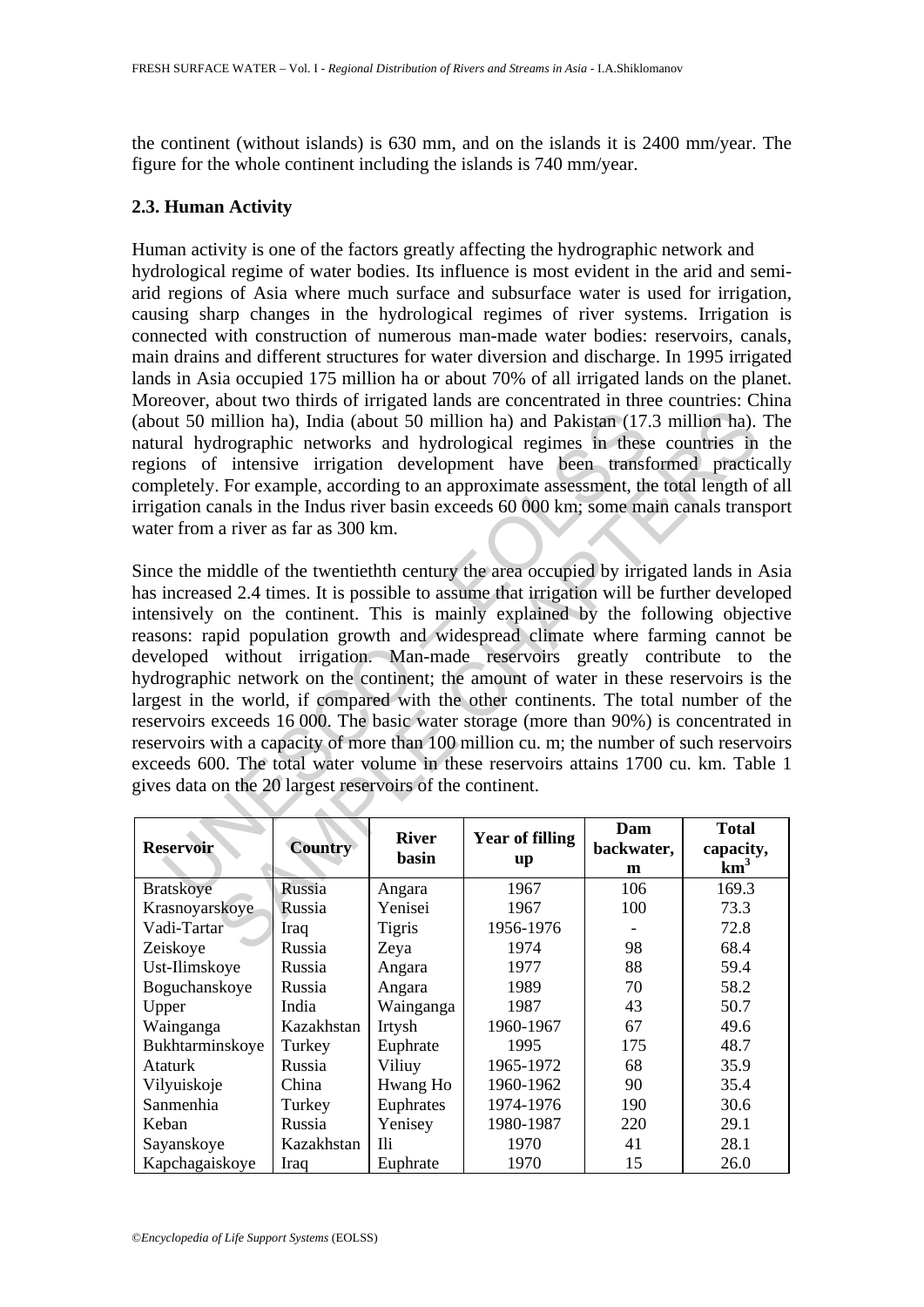the continent (without islands) is 630 mm, and on the islands it is 2400 mm/year. The figure for the whole continent including the islands is 740 mm/year.

### 2.3. Human Activity

Human activity is one of the factors greatly affecting the hydrographic network and hydrological regime of water bodies. Its influence is most evident in the arid and semi-arid regions of Asia where much surface and subsurface water is used for irrigation, causing sharp changes in the hydrological regimes of river systems. Irrigation is connected with construction of numerous man-made water bodies: reservoirs, canals, main drains and different structures for water diversion and discharge. In 1995 irrigated lands in Asia occupied 175 million ha or about 70% of all irrigated lands on the planet. Moreover, about two thirds of irrigated lands are concentrated in three countries: China (about 50 million ha), India (about 50 million ha) and Pakistan (17.3 million ha). The natural hydrographic networks and hydrological regimes in these countries in the regions of intensive irrigation development have been transformed practically completely. For example, according to an approximate assessment, the total length of all irrigation canals in the Indus river basin exceeds 60 000 km; some main canals transport water from a river as far as 300 km.

Since the middle of the twentieth century the area occupied by irrigated lands in Asia has increased 2.4 times. It is possible to assume that irrigation will be further developed intensively on the continent. This is mainly explained by the following objective reasons: rapid population growth and widespread climate where farming cannot be developed without irrigation. Man-made reservoirs greatly contribute to the hydrographic network on the continent; the amount of water in these reservoirs is the largest in the world, if compared with the other continents. The total number of the reservoirs exceeds 16 000. The basic water storage (more than 90%) is concentrated in reservoirs with a capacity of more than 100 million cu. m; the number of such reservoirs exceeds 600. The total water volume in these reservoirs attains 1700 cu. km. Table 1 gives data on the 20 largest reservoirs of the continent.

| Reservoir | Country | River basin | Year of filling up | Dam backwater, m | Total capacity, km$^3$ |
|---|---|---|---|---|---|
| Bratskoye | Russia | Angara | 1967 | 106 | 169.3 |
| Krasnoyarskoye | Russia | Yenisei | 1967 | 100 | 73.3 |
| Vadi-Tartar | Iraq | Tigris | 1956-1976 | - | 72.8 |
| Zeiskoye | Russia | Zeya | 1974 | 98 | 68.4 |
| Ust-Ilimskoye | Russia | Angara | 1977 | 88 | 59.4 |
| Boguchanskoye | Russia | Angara | 1989 | 70 | 58.2 |
| Upper | India | Wainganga | 1987 | 43 | 50.7 |
| Wainganga | Kazakhstan | Irtysh | 1960-1967 | 67 | 49.6 |
| Bukhtarminskoye | Turkey | Euphrate | 1995 | 175 | 48.7 |
| Ataturk | Russia | Viliuy | 1965-1972 | 68 | 35.9 |
| Vilyuiskoje | China | Hwang Ho | 1960-1962 | 90 | 35.4 |
| Sanmenhia | Turkey | Euphrates | 1974-1976 | 190 | 30.6 |
| Keban | Russia | Yenisey | 1980-1987 | 220 | 29.1 |
| Sayanskoye | Kazakhstan | Ili | 1970 | 41 | 28.1 |
| Kapchagaiskoye | Iraq | Euphrate | 1970 | 15 | 26.0 |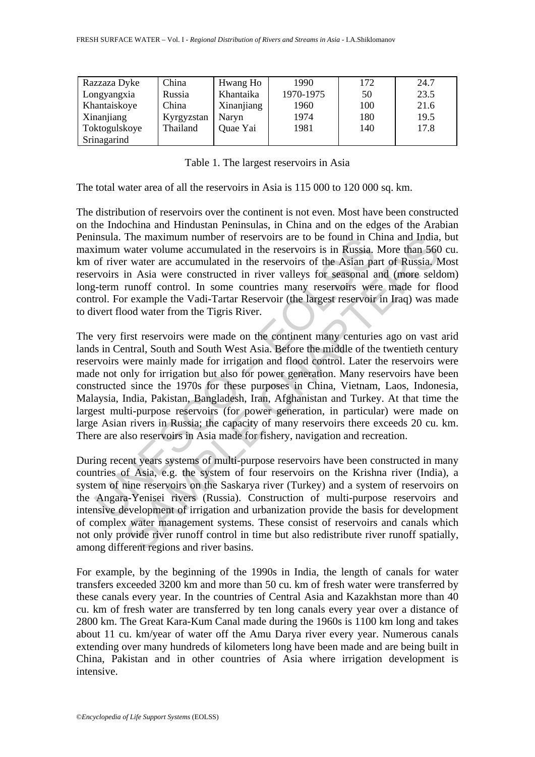| Razzaza Dyke | China | Hwang Ho | 1990 | 172 | 24.7 |
|---|---|---|---|---|---|
| Longyangxia | Russia | Khantaika | 1970-1975 | 50 | 23.5 |
| Khantaiskoye | China | Xinanjiang | 1960 | 100 | 21.6 |
| Xinanjiang | Kyrgyzstan | Naryn | 1974 | 180 | 19.5 |
| Toktogulskoye | Thailand | Quae Yai | 1981 | 140 | 17.8 |
| Srinagarind | | | | | |

Table 1. The largest reservoirs in Asia

The total water area of all the reservoirs in Asia is 115 000 to 120 000 sq. km.

The distribution of reservoirs over the continent is not even. Most have been constructed on the Indochina and Hindustan Peninsulas, in China and on the edges of the Arabian Peninsula. The maximum number of reservoirs are to be found in China and India, but maximum water volume accumulated in the reservoirs is in Russia. More than 560 cu. km of river water are accumulated in the reservoirs of the Asian part of Russia. Most reservoirs in Asia were constructed in river valleys for seasonal and (more seldom) long-term runoff control. In some countries many reservoirs were made for flood control. For example the Vadi-Tartar Reservoir (the largest reservoir in Iraq) was made to divert flood water from the Tigris River.

The very first reservoirs were made on the continent many centuries ago on vast arid lands in Central, South and South West Asia. Before the middle of the twentieth century reservoirs were mainly made for irrigation and flood control. Later the reservoirs were made not only for irrigation but also for power generation. Many reservoirs have been constructed since the 1970s for these purposes in China, Vietnam, Laos, Indonesia, Malaysia, India, Pakistan, Bangladesh, Iran, Afghanistan and Turkey. At that time the largest multi-purpose reservoirs (for power generation, in particular) were made on large Asian rivers in Russia; the capacity of many reservoirs there exceeds 20 cu. km. There are also reservoirs in Asia made for fishery, navigation and recreation.

During recent years systems of multi-purpose reservoirs have been constructed in many countries of Asia, e.g. the system of four reservoirs on the Krishna river (India), a system of nine reservoirs on the Saskarya river (Turkey) and a system of reservoirs on the Angara-Yenisei rivers (Russia). Construction of multi-purpose reservoirs and intensive development of irrigation and urbanization provide the basis for development of complex water management systems. These consist of reservoirs and canals which not only provide river runoff control in time but also redistribute river runoff spatially, among different regions and river basins.

For example, by the beginning of the 1990s in India, the length of canals for water transfers exceeded 3200 km and more than 50 cu. km of fresh water were transferred by these canals every year. In the countries of Central Asia and Kazakhstan more than 40 cu. km of fresh water are transferred by ten long canals every year over a distance of 2800 km. The Great Kara-Kum Canal made during the 1960s is 1100 km long and takes about 11 cu. km/year of water off the Amu Darya river every year. Numerous canals extending over many hundreds of kilometers long have been made and are being built in China, Pakistan and in other countries of Asia where irrigation development is intensive.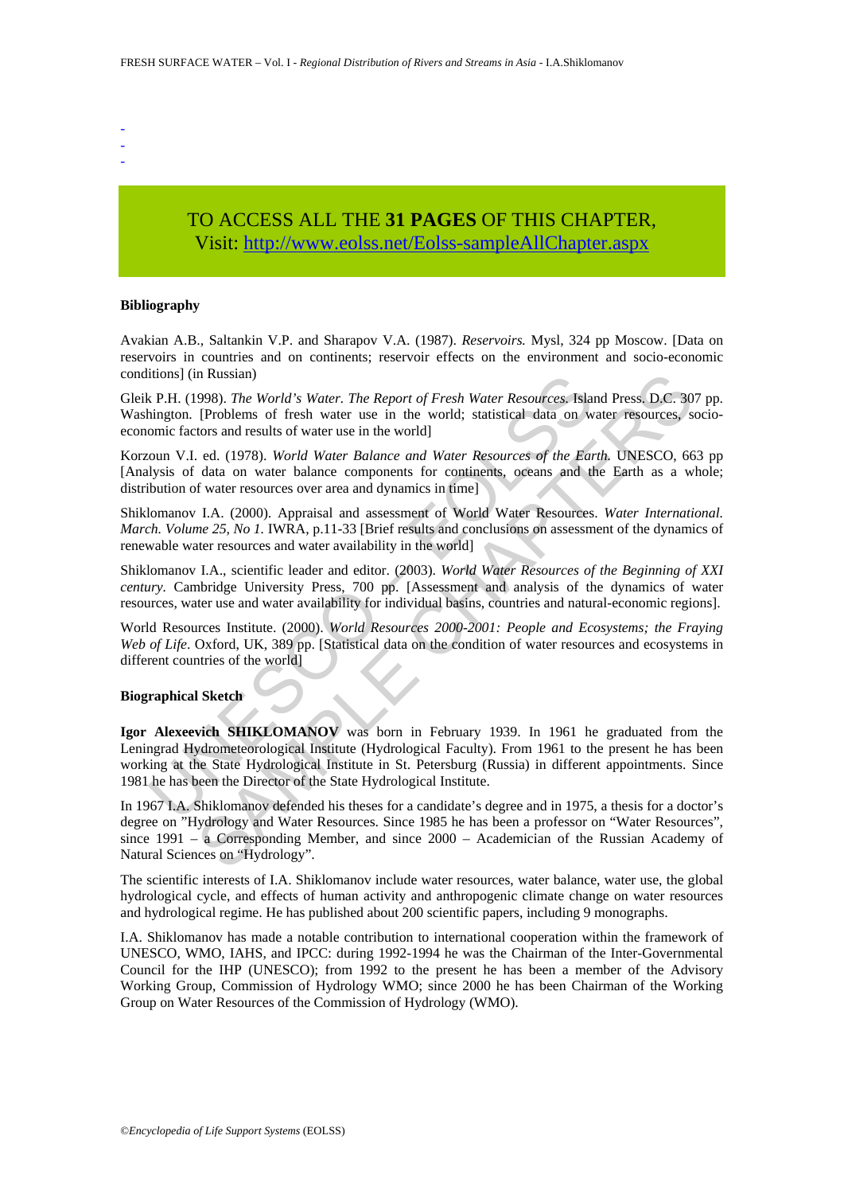-
-
-

TO ACCESS ALL THE **31 PAGES** OF THIS CHAPTER,
Visit: http://www.eolss.net/Eolss-sampleAllChapter.aspx

**Bibliography**

Avakian A.B., Saltankin V.P. and Sharapov V.A. (1987). *Reservoirs.* Mysl, 324 pp Moscow. [Data on reservoirs in countries and on continents; reservoir effects on the environment and socio-economic conditions] (in Russian)

Gleik P.H. (1998). *The World's Water. The Report of Fresh Water Resources.* Island Press. D.C. 307 pp. Washington. [Problems of fresh water use in the world; statistical data on water resources, socio-economic factors and results of water use in the world]

Korzoun V.I. ed. (1978). *World Water Balance and Water Resources of the Earth.* UNESCO, 663 pp [Analysis of data on water balance components for continents, oceans and the Earth as a whole; distribution of water resources over area and dynamics in time]

Shiklomanov I.A. (2000). Appraisal and assessment of World Water Resources. *Water International. March. Volume 25, No 1.* IWRA, p.11-33 [Brief results and conclusions on assessment of the dynamics of renewable water resources and water availability in the world]

Shiklomanov I.A., scientific leader and editor. (2003). *World Water Resources of the Beginning of XXI century.* Cambridge University Press, 700 pp. [Assessment and analysis of the dynamics of water resources, water use and water availability for individual basins, countries and natural-economic regions].

World Resources Institute. (2000). *World Resources 2000-2001: People and Ecosystems; the Fraying Web of Life*. Oxford, UK, 389 pp. [Statistical data on the condition of water resources and ecosystems in different countries of the world]

**Biographical Sketch**

**Igor Alexeevich SHIKLOMANOV** was born in February 1939. In 1961 he graduated from the Leningrad Hydrometeorological Institute (Hydrological Faculty). From 1961 to the present he has been working at the State Hydrological Institute in St. Petersburg (Russia) in different appointments. Since 1981 he has been the Director of the State Hydrological Institute.

In 1967 I.A. Shiklomanov defended his theses for a candidate's degree and in 1975, a thesis for a doctor's degree on "Hydrology and Water Resources. Since 1985 he has been a professor on "Water Resources", since 1991 – a Corresponding Member, and since 2000 – Academician of the Russian Academy of Natural Sciences on "Hydrology".

The scientific interests of I.A. Shiklomanov include water resources, water balance, water use, the global hydrological cycle, and effects of human activity and anthropogenic climate change on water resources and hydrological regime. He has published about 200 scientific papers, including 9 monographs.

I.A. Shiklomanov has made a notable contribution to international cooperation within the framework of UNESCO, WMO, IAHS, and IPCC: during 1992-1994 he was the Chairman of the Inter-Governmental Council for the IHP (UNESCO); from 1992 to the present he has been a member of the Advisory Working Group, Commission of Hydrology WMO; since 2000 he has been Chairman of the Working Group on Water Resources of the Commission of Hydrology (WMO).